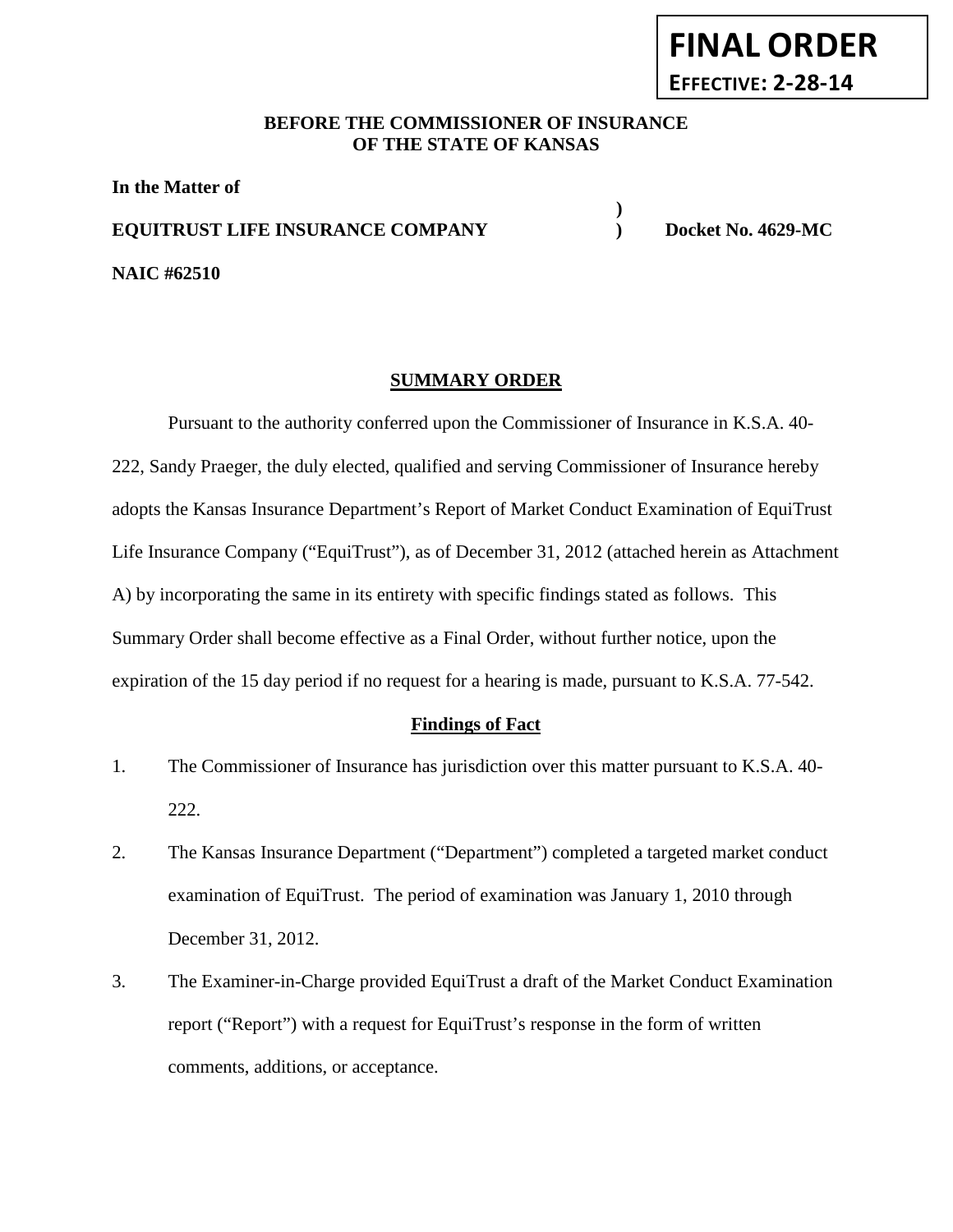**FINAL ORDER**

**EFFECTIVE: 2-28-14**

**BEFORE THE COMMISSIONER OF INSURANCE**
**OF THE STATE OF KANSAS**

**In the Matter of**

**EQUITRUST LIFE INSURANCE COMPANY ) Docket No. 4629-MC**

**NAIC #62510**

## SUMMARY ORDER

Pursuant to the authority conferred upon the Commissioner of Insurance in K.S.A. 40-222, Sandy Praeger, the duly elected, qualified and serving Commissioner of Insurance hereby adopts the Kansas Insurance Department's Report of Market Conduct Examination of EquiTrust Life Insurance Company ("EquiTrust"), as of December 31, 2012 (attached herein as Attachment A) by incorporating the same in its entirety with specific findings stated as follows. This Summary Order shall become effective as a Final Order, without further notice, upon the expiration of the 15 day period if no request for a hearing is made, pursuant to K.S.A. 77-542.

### Findings of Fact

1. The Commissioner of Insurance has jurisdiction over this matter pursuant to K.S.A. 40-222.
2. The Kansas Insurance Department ("Department") completed a targeted market conduct examination of EquiTrust. The period of examination was January 1, 2010 through December 31, 2012.
3. The Examiner-in-Charge provided EquiTrust a draft of the Market Conduct Examination report ("Report") with a request for EquiTrust's response in the form of written comments, additions, or acceptance.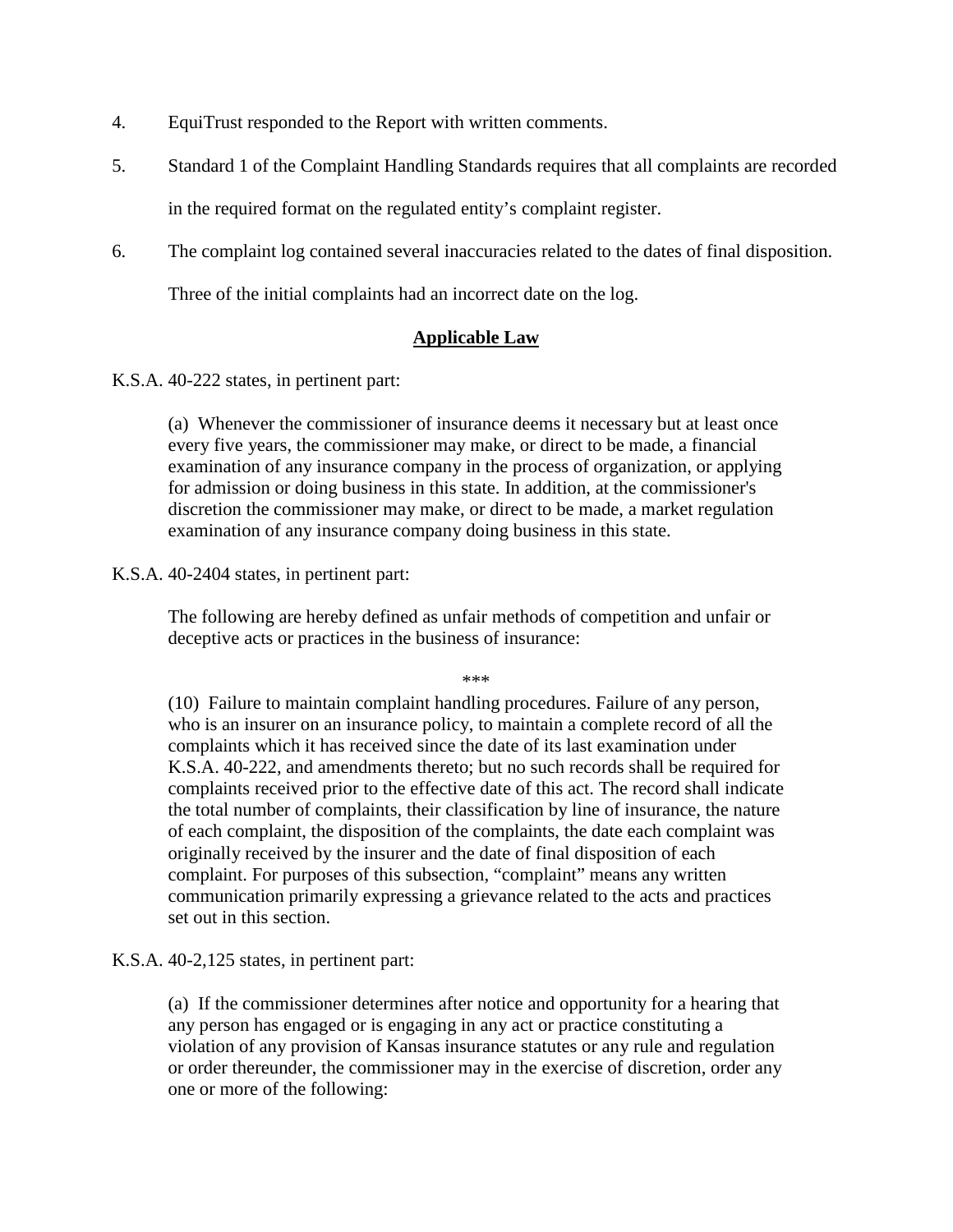4. EquiTrust responded to the Report with written comments.

5. Standard 1 of the Complaint Handling Standards requires that all complaints are recorded in the required format on the regulated entity's complaint register.

6. The complaint log contained several inaccuracies related to the dates of final disposition. Three of the initial complaints had an incorrect date on the log.

## **Applicable Law**

K.S.A. 40-222 states, in pertinent part:

> (a) Whenever the commissioner of insurance deems it necessary but at least once every five years, the commissioner may make, or direct to be made, a financial examination of any insurance company in the process of organization, or applying for admission or doing business in this state. In addition, at the commissioner's discretion the commissioner may make, or direct to be made, a market regulation examination of any insurance company doing business in this state.

K.S.A. 40-2404 states, in pertinent part:

> The following are hereby defined as unfair methods of competition and unfair or deceptive acts or practices in the business of insurance:
>
> ***
>
> (10) Failure to maintain complaint handling procedures. Failure of any person, who is an insurer on an insurance policy, to maintain a complete record of all the complaints which it has received since the date of its last examination under K.S.A. 40-222, and amendments thereto; but no such records shall be required for complaints received prior to the effective date of this act. The record shall indicate the total number of complaints, their classification by line of insurance, the nature of each complaint, the disposition of the complaints, the date each complaint was originally received by the insurer and the date of final disposition of each complaint. For purposes of this subsection, "complaint" means any written communication primarily expressing a grievance related to the acts and practices set out in this section.

K.S.A. 40-2,125 states, in pertinent part:

> (a) If the commissioner determines after notice and opportunity for a hearing that any person has engaged or is engaging in any act or practice constituting a violation of any provision of Kansas insurance statutes or any rule and regulation or order thereunder, the commissioner may in the exercise of discretion, order any one or more of the following: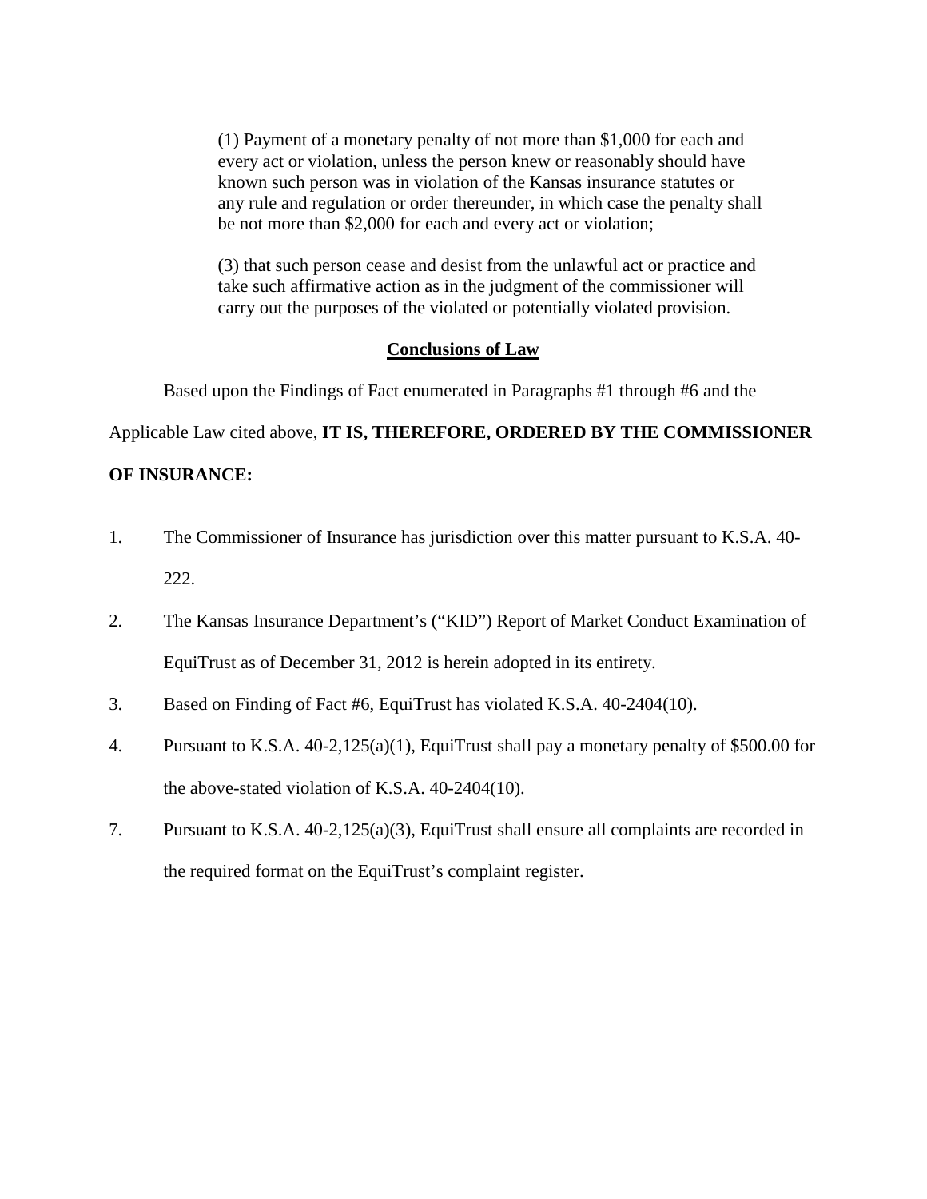> (1) Payment of a monetary penalty of not more than $1,000 for each and every act or violation, unless the person knew or reasonably should have known such person was in violation of the Kansas insurance statutes or any rule and regulation or order thereunder, in which case the penalty shall be not more than $2,000 for each and every act or violation;
>
> (3) that such person cease and desist from the unlawful act or practice and take such affirmative action as in the judgment of the commissioner will carry out the purposes of the violated or potentially violated provision.

## Conclusions of Law

Based upon the Findings of Fact enumerated in Paragraphs #1 through #6 and the Applicable Law cited above, **IT IS, THEREFORE, ORDERED BY THE COMMISSIONER OF INSURANCE:**

1. The Commissioner of Insurance has jurisdiction over this matter pursuant to K.S.A. 40-222.

2. The Kansas Insurance Department's ("KID") Report of Market Conduct Examination of EquiTrust as of December 31, 2012 is herein adopted in its entirety.

3. Based on Finding of Fact #6, EquiTrust has violated K.S.A. 40-2404(10).

4. Pursuant to K.S.A. 40-2,125(a)(1), EquiTrust shall pay a monetary penalty of $500.00 for the above-stated violation of K.S.A. 40-2404(10).

7. Pursuant to K.S.A. 40-2,125(a)(3), EquiTrust shall ensure all complaints are recorded in the required format on the EquiTrust's complaint register.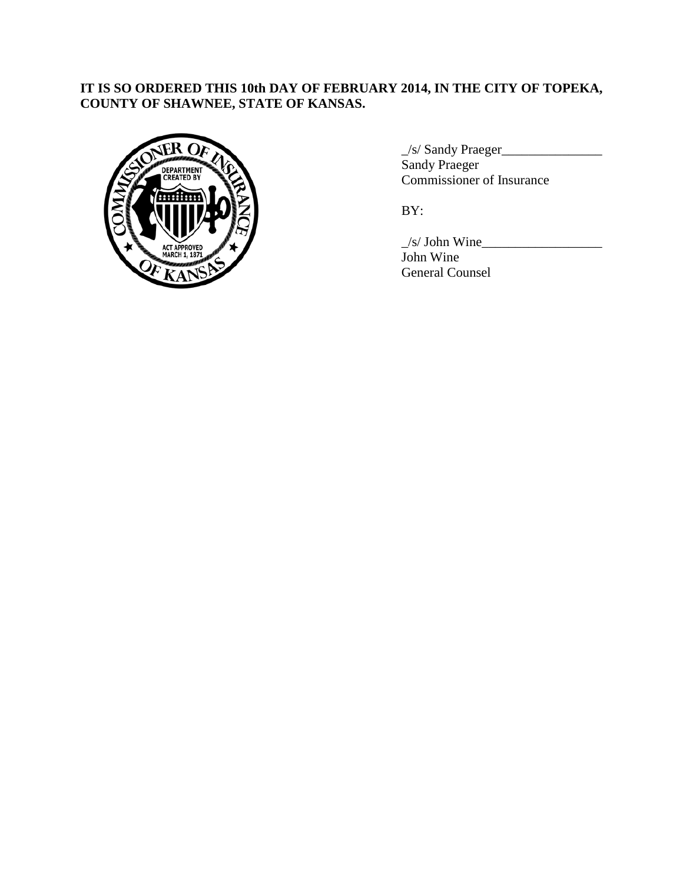**IT IS SO ORDERED THIS 10th DAY OF FEBRUARY 2014, IN THE CITY OF TOPEKA, COUNTY OF SHAWNEE, STATE OF KANSAS.**

_/s/ Sandy Praeger_______________
Sandy Praeger
Commissioner of Insurance

BY:

_/s/ John Wine__________________
John Wine
General Counsel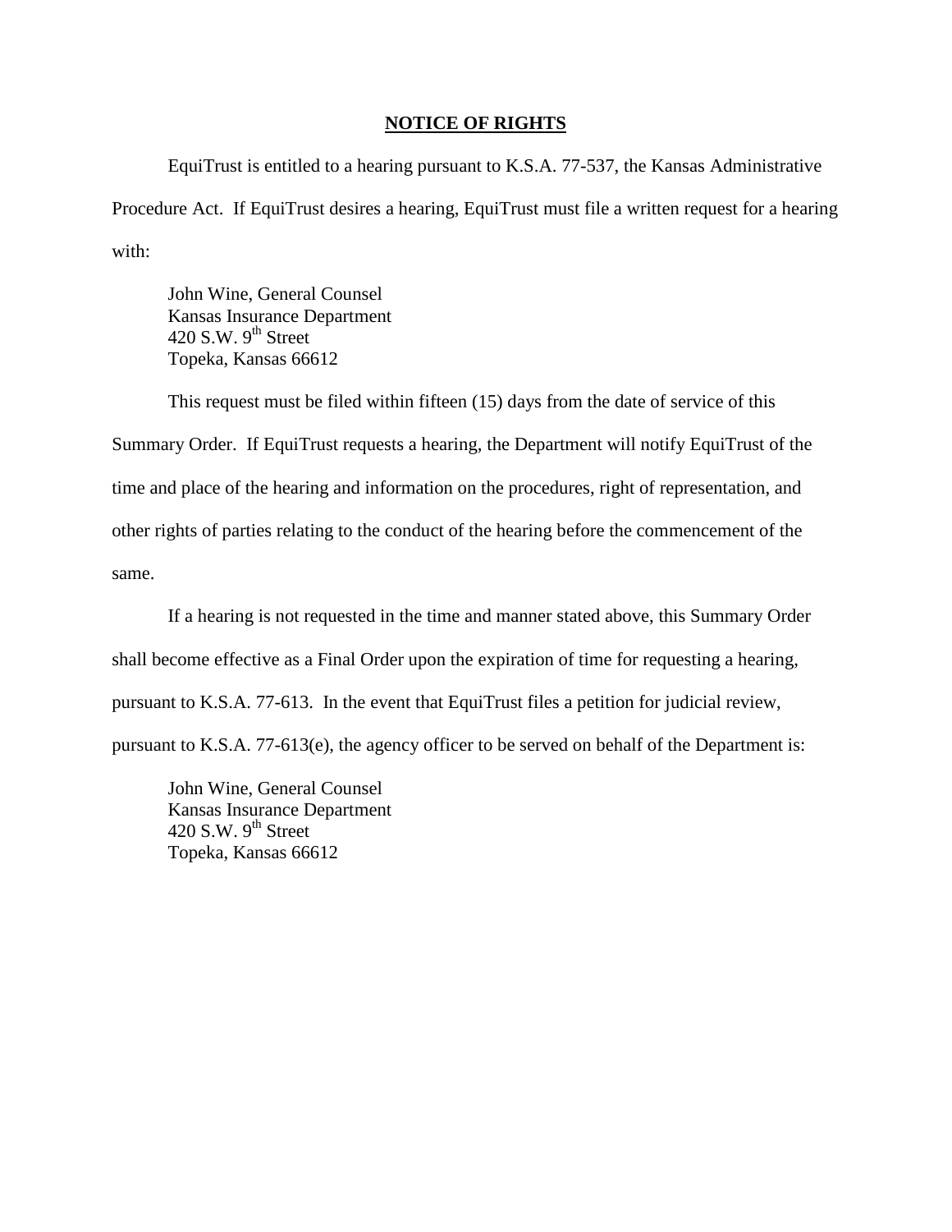## NOTICE OF RIGHTS

EquiTrust is entitled to a hearing pursuant to K.S.A. 77-537, the Kansas Administrative Procedure Act. If EquiTrust desires a hearing, EquiTrust must file a written request for a hearing with:

John Wine, General Counsel  
Kansas Insurance Department  
420 S.W. 9th Street  
Topeka, Kansas 66612

This request must be filed within fifteen (15) days from the date of service of this Summary Order. If EquiTrust requests a hearing, the Department will notify EquiTrust of the time and place of the hearing and information on the procedures, right of representation, and other rights of parties relating to the conduct of the hearing before the commencement of the same.

If a hearing is not requested in the time and manner stated above, this Summary Order shall become effective as a Final Order upon the expiration of time for requesting a hearing, pursuant to K.S.A. 77-613. In the event that EquiTrust files a petition for judicial review, pursuant to K.S.A. 77-613(e), the agency officer to be served on behalf of the Department is:

John Wine, General Counsel  
Kansas Insurance Department  
420 S.W. 9th Street  
Topeka, Kansas 66612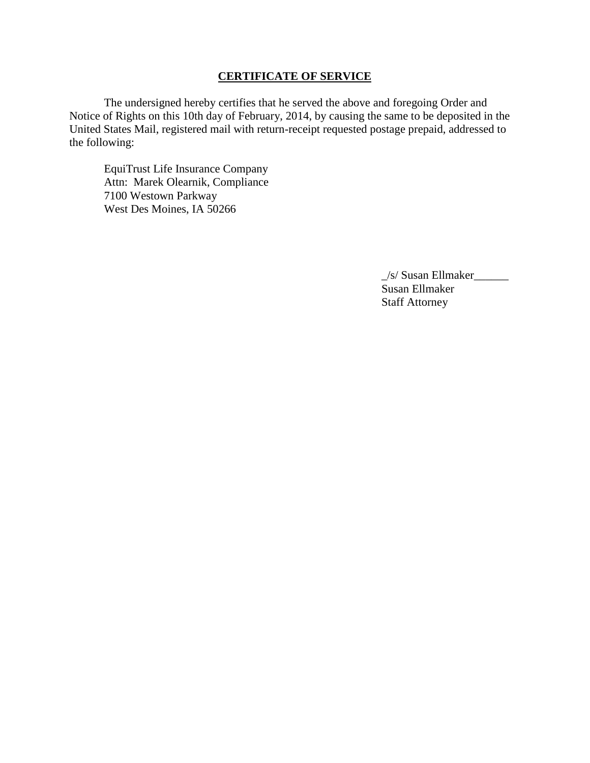## CERTIFICATE OF SERVICE

The undersigned hereby certifies that he served the above and foregoing Order and Notice of Rights on this 10th day of February, 2014, by causing the same to be deposited in the United States Mail, registered mail with return-receipt requested postage prepaid, addressed to the following:

EquiTrust Life Insurance Company
Attn: Marek Olearnik, Compliance
7100 Westown Parkway
West Des Moines, IA 50266

_/s/ Susan Ellmaker______
Susan Ellmaker
Staff Attorney